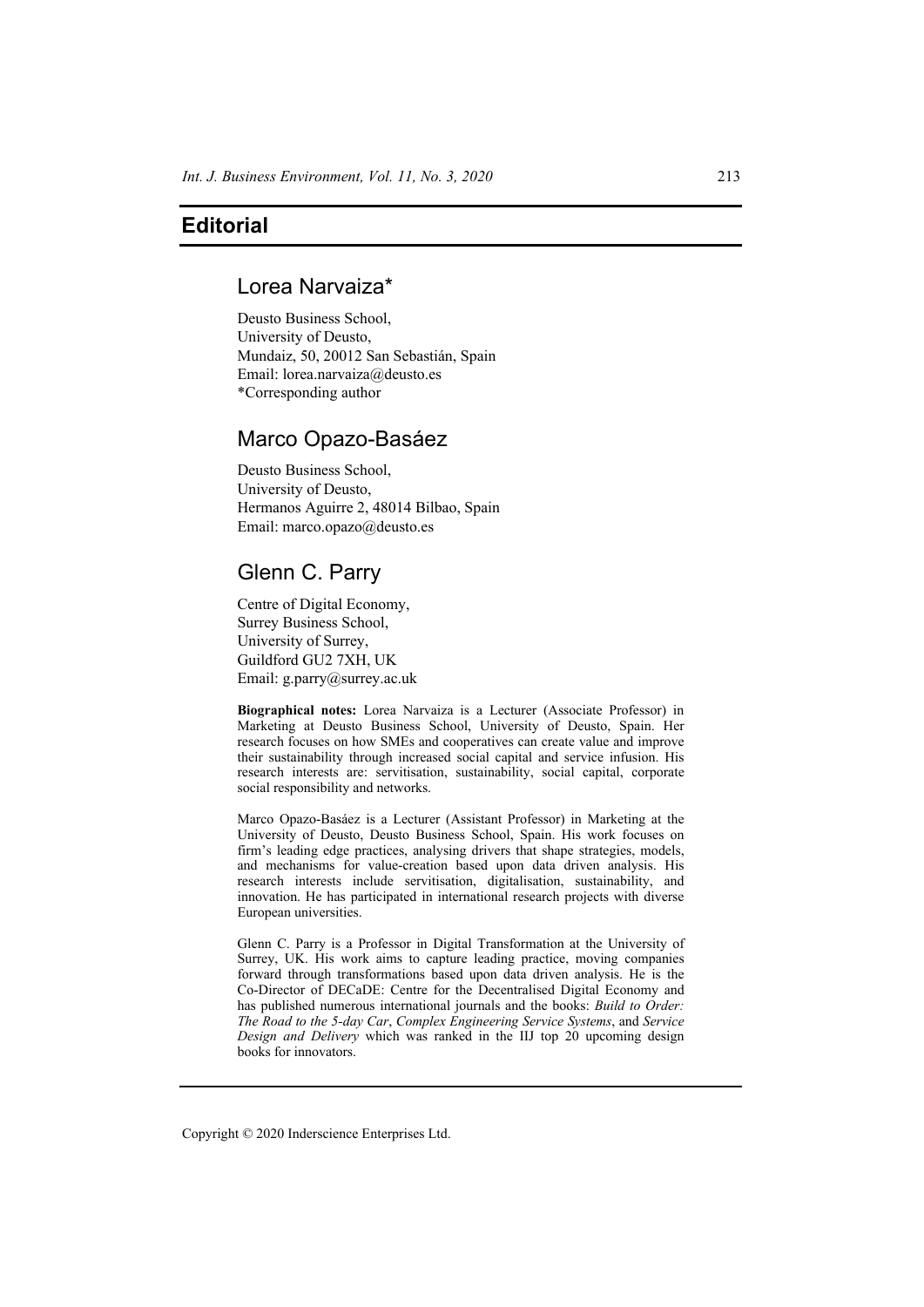# Editorial

## Lorea Narvaiza*

Deusto Business School,
University of Deusto,
Mundaiz, 50, 20012 San Sebastián, Spain
Email: lorea.narvaiza@deusto.es
*Corresponding author

## Marco Opazo-Basáez

Deusto Business School,
University of Deusto,
Hermanos Aguirre 2, 48014 Bilbao, Spain
Email: marco.opazo@deusto.es

## Glenn C. Parry

Centre of Digital Economy,
Surrey Business School,
University of Surrey,
Guildford GU2 7XH, UK
Email: g.parry@surrey.ac.uk

**Biographical notes:** Lorea Narvaiza is a Lecturer (Associate Professor) in Marketing at Deusto Business School, University of Deusto, Spain. Her research focuses on how SMEs and cooperatives can create value and improve their sustainability through increased social capital and service infusion. His research interests are: servitisation, sustainability, social capital, corporate social responsibility and networks.

Marco Opazo-Basáez is a Lecturer (Assistant Professor) in Marketing at the University of Deusto, Deusto Business School, Spain. His work focuses on firm's leading edge practices, analysing drivers that shape strategies, models, and mechanisms for value-creation based upon data driven analysis. His research interests include servitisation, digitalisation, sustainability, and innovation. He has participated in international research projects with diverse European universities.

Glenn C. Parry is a Professor in Digital Transformation at the University of Surrey, UK. His work aims to capture leading practice, moving companies forward through transformations based upon data driven analysis. He is the Co-Director of DECaDE: Centre for the Decentralised Digital Economy and has published numerous international journals and the books: *Build to Order: The Road to the 5-day Car*, *Complex Engineering Service Systems*, and *Service Design and Delivery* which was ranked in the IIJ top 20 upcoming design books for innovators.

Copyright © 2020 Inderscience Enterprises Ltd.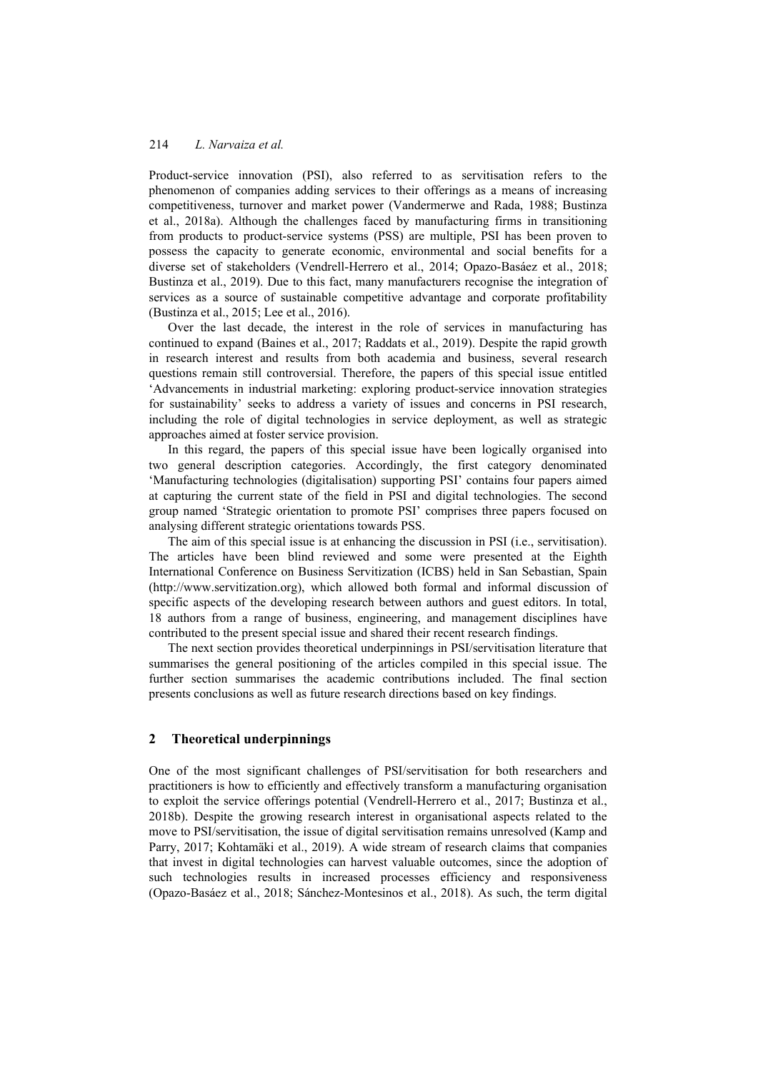Product-service innovation (PSI), also referred to as servitisation refers to the phenomenon of companies adding services to their offerings as a means of increasing competitiveness, turnover and market power (Vandermerwe and Rada, 1988; Bustinza et al., 2018a). Although the challenges faced by manufacturing firms in transitioning from products to product-service systems (PSS) are multiple, PSI has been proven to possess the capacity to generate economic, environmental and social benefits for a diverse set of stakeholders (Vendrell-Herrero et al., 2014; Opazo-Basáez et al., 2018; Bustinza et al., 2019). Due to this fact, many manufacturers recognise the integration of services as a source of sustainable competitive advantage and corporate profitability (Bustinza et al., 2015; Lee et al., 2016).

Over the last decade, the interest in the role of services in manufacturing has continued to expand (Baines et al., 2017; Raddats et al., 2019). Despite the rapid growth in research interest and results from both academia and business, several research questions remain still controversial. Therefore, the papers of this special issue entitled 'Advancements in industrial marketing: exploring product-service innovation strategies for sustainability' seeks to address a variety of issues and concerns in PSI research, including the role of digital technologies in service deployment, as well as strategic approaches aimed at foster service provision.

In this regard, the papers of this special issue have been logically organised into two general description categories. Accordingly, the first category denominated 'Manufacturing technologies (digitalisation) supporting PSI' contains four papers aimed at capturing the current state of the field in PSI and digital technologies. The second group named 'Strategic orientation to promote PSI' comprises three papers focused on analysing different strategic orientations towards PSS.

The aim of this special issue is at enhancing the discussion in PSI (i.e., servitisation). The articles have been blind reviewed and some were presented at the Eighth International Conference on Business Servitization (ICBS) held in San Sebastian, Spain (http://www.servitization.org), which allowed both formal and informal discussion of specific aspects of the developing research between authors and guest editors. In total, 18 authors from a range of business, engineering, and management disciplines have contributed to the present special issue and shared their recent research findings.

The next section provides theoretical underpinnings in PSI/servitisation literature that summarises the general positioning of the articles compiled in this special issue. The further section summarises the academic contributions included. The final section presents conclusions as well as future research directions based on key findings.

## 2 Theoretical underpinnings

One of the most significant challenges of PSI/servitisation for both researchers and practitioners is how to efficiently and effectively transform a manufacturing organisation to exploit the service offerings potential (Vendrell-Herrero et al., 2017; Bustinza et al., 2018b). Despite the growing research interest in organisational aspects related to the move to PSI/servitisation, the issue of digital servitisation remains unresolved (Kamp and Parry, 2017; Kohtamäki et al., 2019). A wide stream of research claims that companies that invest in digital technologies can harvest valuable outcomes, since the adoption of such technologies results in increased processes efficiency and responsiveness (Opazo-Basáez et al., 2018; Sánchez-Montesinos et al., 2018). As such, the term digital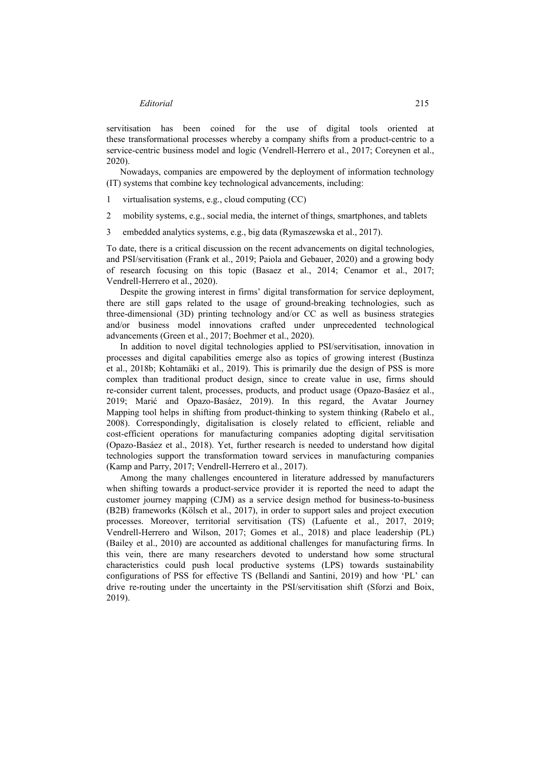servitisation has been coined for the use of digital tools oriented at these transformational processes whereby a company shifts from a product-centric to a service-centric business model and logic (Vendrell-Herrero et al., 2017; Coreynen et al., 2020).

Nowadays, companies are empowered by the deployment of information technology (IT) systems that combine key technological advancements, including:

1. virtualisation systems, e.g., cloud computing (CC)
2. mobility systems, e.g., social media, the internet of things, smartphones, and tablets
3. embedded analytics systems, e.g., big data (Rymaszewska et al., 2017).

To date, there is a critical discussion on the recent advancements on digital technologies, and PSI/servitisation (Frank et al., 2019; Paiola and Gebauer, 2020) and a growing body of research focusing on this topic (Basaez et al., 2014; Cenamor et al., 2017; Vendrell-Herrero et al., 2020).

Despite the growing interest in firms' digital transformation for service deployment, there are still gaps related to the usage of ground-breaking technologies, such as three-dimensional (3D) printing technology and/or CC as well as business strategies and/or business model innovations crafted under unprecedented technological advancements (Green et al., 2017; Boehmer et al., 2020).

In addition to novel digital technologies applied to PSI/servitisation, innovation in processes and digital capabilities emerge also as topics of growing interest (Bustinza et al., 2018b; Kohtamäki et al., 2019). This is primarily due the design of PSS is more complex than traditional product design, since to create value in use, firms should re-consider current talent, processes, products, and product usage (Opazo-Basáez et al., 2019; Marić and Opazo-Basáez, 2019). In this regard, the Avatar Journey Mapping tool helps in shifting from product-thinking to system thinking (Rabelo et al., 2008). Correspondingly, digitalisation is closely related to efficient, reliable and cost-efficient operations for manufacturing companies adopting digital servitisation (Opazo-Basáez et al., 2018). Yet, further research is needed to understand how digital technologies support the transformation toward services in manufacturing companies (Kamp and Parry, 2017; Vendrell-Herrero et al., 2017).

Among the many challenges encountered in literature addressed by manufacturers when shifting towards a product-service provider it is reported the need to adapt the customer journey mapping (CJM) as a service design method for business-to-business (B2B) frameworks (Kölsch et al., 2017), in order to support sales and project execution processes. Moreover, territorial servitisation (TS) (Lafuente et al., 2017, 2019; Vendrell-Herrero and Wilson, 2017; Gomes et al., 2018) and place leadership (PL) (Bailey et al., 2010) are accounted as additional challenges for manufacturing firms. In this vein, there are many researchers devoted to understand how some structural characteristics could push local productive systems (LPS) towards sustainability configurations of PSS for effective TS (Bellandi and Santini, 2019) and how 'PL' can drive re-routing under the uncertainty in the PSI/servitisation shift (Sforzi and Boix, 2019).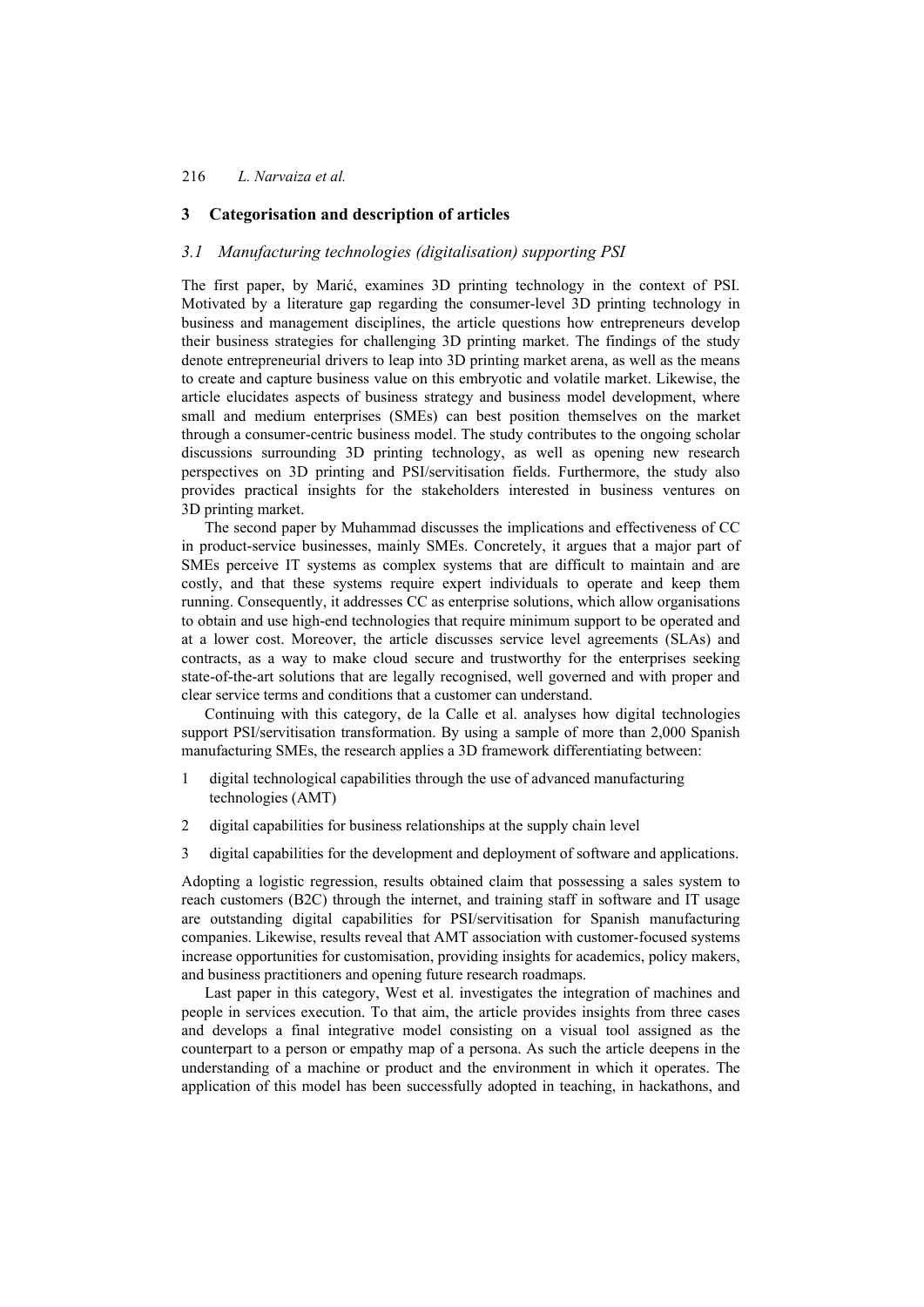## 3 Categorisation and description of articles

### *3.1 Manufacturing technologies (digitalisation) supporting PSI*

The first paper, by Marić, examines 3D printing technology in the context of PSI. Motivated by a literature gap regarding the consumer-level 3D printing technology in business and management disciplines, the article questions how entrepreneurs develop their business strategies for challenging 3D printing market. The findings of the study denote entrepreneurial drivers to leap into 3D printing market arena, as well as the means to create and capture business value on this embryotic and volatile market. Likewise, the article elucidates aspects of business strategy and business model development, where small and medium enterprises (SMEs) can best position themselves on the market through a consumer-centric business model. The study contributes to the ongoing scholar discussions surrounding 3D printing technology, as well as opening new research perspectives on 3D printing and PSI/servitisation fields. Furthermore, the study also provides practical insights for the stakeholders interested in business ventures on 3D printing market.

The second paper by Muhammad discusses the implications and effectiveness of CC in product-service businesses, mainly SMEs. Concretely, it argues that a major part of SMEs perceive IT systems as complex systems that are difficult to maintain and are costly, and that these systems require expert individuals to operate and keep them running. Consequently, it addresses CC as enterprise solutions, which allow organisations to obtain and use high-end technologies that require minimum support to be operated and at a lower cost. Moreover, the article discusses service level agreements (SLAs) and contracts, as a way to make cloud secure and trustworthy for the enterprises seeking state-of-the-art solutions that are legally recognised, well governed and with proper and clear service terms and conditions that a customer can understand.

Continuing with this category, de la Calle et al. analyses how digital technologies support PSI/servitisation transformation. By using a sample of more than 2,000 Spanish manufacturing SMEs, the research applies a 3D framework differentiating between:

1. digital technological capabilities through the use of advanced manufacturing technologies (AMT)
2. digital capabilities for business relationships at the supply chain level
3. digital capabilities for the development and deployment of software and applications.

Adopting a logistic regression, results obtained claim that possessing a sales system to reach customers (B2C) through the internet, and training staff in software and IT usage are outstanding digital capabilities for PSI/servitisation for Spanish manufacturing companies. Likewise, results reveal that AMT association with customer-focused systems increase opportunities for customisation, providing insights for academics, policy makers, and business practitioners and opening future research roadmaps.

Last paper in this category, West et al. investigates the integration of machines and people in services execution. To that aim, the article provides insights from three cases and develops a final integrative model consisting on a visual tool assigned as the counterpart to a person or empathy map of a persona. As such the article deepens in the understanding of a machine or product and the environment in which it operates. The application of this model has been successfully adopted in teaching, in hackathons, and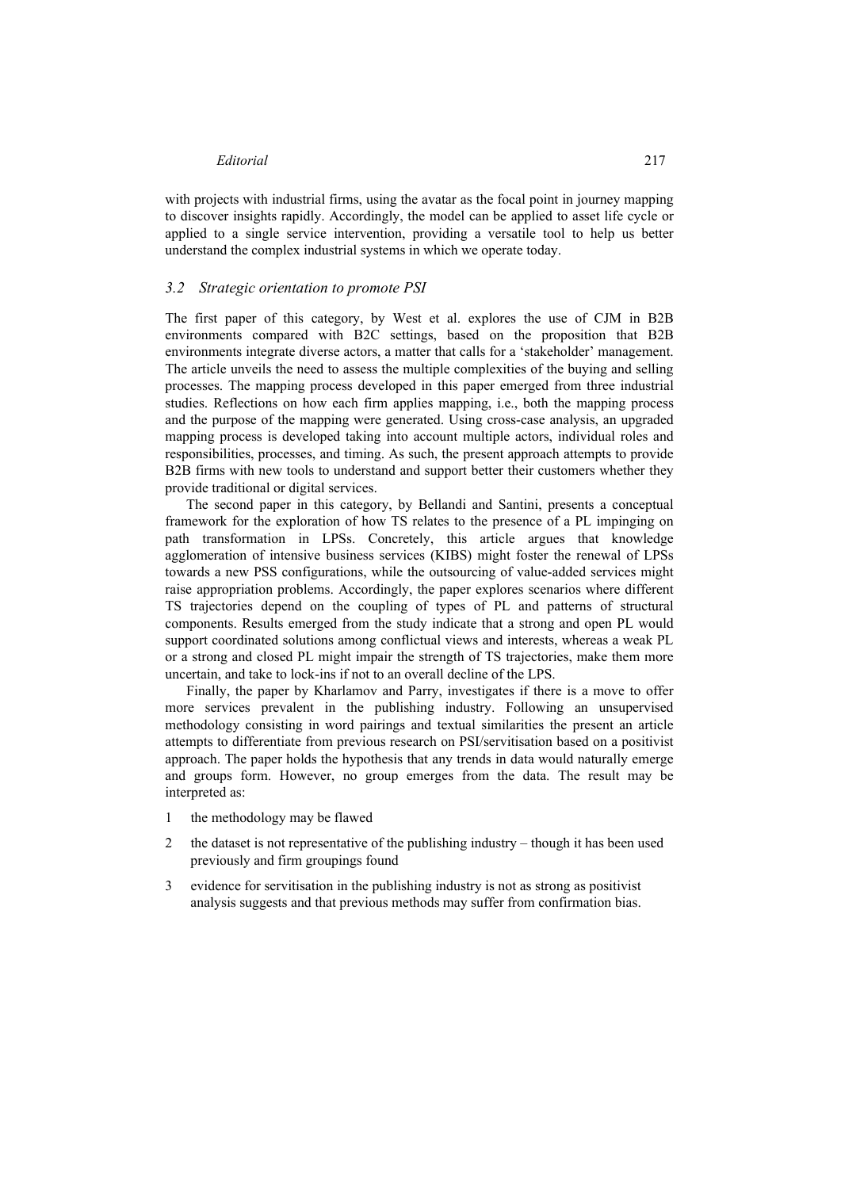with projects with industrial firms, using the avatar as the focal point in journey mapping to discover insights rapidly. Accordingly, the model can be applied to asset life cycle or applied to a single service intervention, providing a versatile tool to help us better understand the complex industrial systems in which we operate today.

### *3.2 Strategic orientation to promote PSI*

The first paper of this category, by West et al. explores the use of CJM in B2B environments compared with B2C settings, based on the proposition that B2B environments integrate diverse actors, a matter that calls for a 'stakeholder' management. The article unveils the need to assess the multiple complexities of the buying and selling processes. The mapping process developed in this paper emerged from three industrial studies. Reflections on how each firm applies mapping, i.e., both the mapping process and the purpose of the mapping were generated. Using cross-case analysis, an upgraded mapping process is developed taking into account multiple actors, individual roles and responsibilities, processes, and timing. As such, the present approach attempts to provide B2B firms with new tools to understand and support better their customers whether they provide traditional or digital services.

The second paper in this category, by Bellandi and Santini, presents a conceptual framework for the exploration of how TS relates to the presence of a PL impinging on path transformation in LPSs. Concretely, this article argues that knowledge agglomeration of intensive business services (KIBS) might foster the renewal of LPSs towards a new PSS configurations, while the outsourcing of value-added services might raise appropriation problems. Accordingly, the paper explores scenarios where different TS trajectories depend on the coupling of types of PL and patterns of structural components. Results emerged from the study indicate that a strong and open PL would support coordinated solutions among conflictual views and interests, whereas a weak PL or a strong and closed PL might impair the strength of TS trajectories, make them more uncertain, and take to lock-ins if not to an overall decline of the LPS.

Finally, the paper by Kharlamov and Parry, investigates if there is a move to offer more services prevalent in the publishing industry. Following an unsupervised methodology consisting in word pairings and textual similarities the present an article attempts to differentiate from previous research on PSI/servitisation based on a positivist approach. The paper holds the hypothesis that any trends in data would naturally emerge and groups form. However, no group emerges from the data. The result may be interpreted as:

1. the methodology may be flawed
2. the dataset is not representative of the publishing industry – though it has been used previously and firm groupings found
3. evidence for servitisation in the publishing industry is not as strong as positivist analysis suggests and that previous methods may suffer from confirmation bias.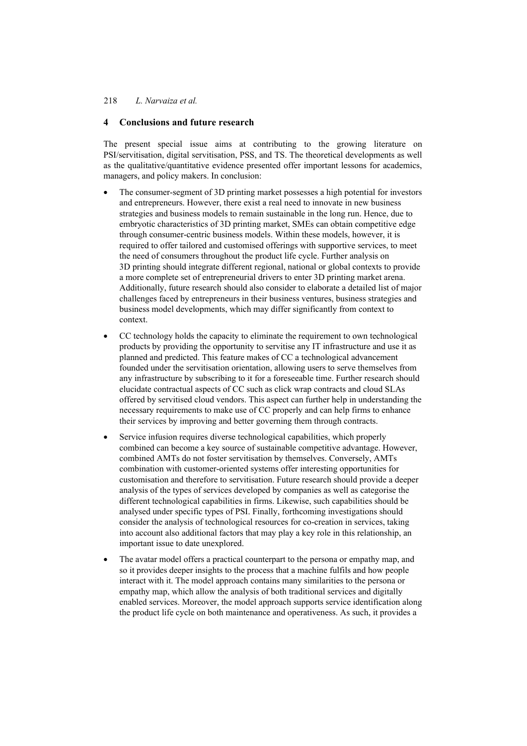## 4 Conclusions and future research

The present special issue aims at contributing to the growing literature on PSI/servitisation, digital servitisation, PSS, and TS. The theoretical developments as well as the qualitative/quantitative evidence presented offer important lessons for academics, managers, and policy makers. In conclusion:

- The consumer-segment of 3D printing market possesses a high potential for investors and entrepreneurs. However, there exist a real need to innovate in new business strategies and business models to remain sustainable in the long run. Hence, due to embryotic characteristics of 3D printing market, SMEs can obtain competitive edge through consumer-centric business models. Within these models, however, it is required to offer tailored and customised offerings with supportive services, to meet the need of consumers throughout the product life cycle. Further analysis on 3D printing should integrate different regional, national or global contexts to provide a more complete set of entrepreneurial drivers to enter 3D printing market arena. Additionally, future research should also consider to elaborate a detailed list of major challenges faced by entrepreneurs in their business ventures, business strategies and business model developments, which may differ significantly from context to context.
- CC technology holds the capacity to eliminate the requirement to own technological products by providing the opportunity to servitise any IT infrastructure and use it as planned and predicted. This feature makes of CC a technological advancement founded under the servitisation orientation, allowing users to serve themselves from any infrastructure by subscribing to it for a foreseeable time. Further research should elucidate contractual aspects of CC such as click wrap contracts and cloud SLAs offered by servitised cloud vendors. This aspect can further help in understanding the necessary requirements to make use of CC properly and can help firms to enhance their services by improving and better governing them through contracts.
- Service infusion requires diverse technological capabilities, which properly combined can become a key source of sustainable competitive advantage. However, combined AMTs do not foster servitisation by themselves. Conversely, AMTs combination with customer-oriented systems offer interesting opportunities for customisation and therefore to servitisation. Future research should provide a deeper analysis of the types of services developed by companies as well as categorise the different technological capabilities in firms. Likewise, such capabilities should be analysed under specific types of PSI. Finally, forthcoming investigations should consider the analysis of technological resources for co-creation in services, taking into account also additional factors that may play a key role in this relationship, an important issue to date unexplored.
- The avatar model offers a practical counterpart to the persona or empathy map, and so it provides deeper insights to the process that a machine fulfils and how people interact with it. The model approach contains many similarities to the persona or empathy map, which allow the analysis of both traditional services and digitally enabled services. Moreover, the model approach supports service identification along the product life cycle on both maintenance and operativeness. As such, it provides a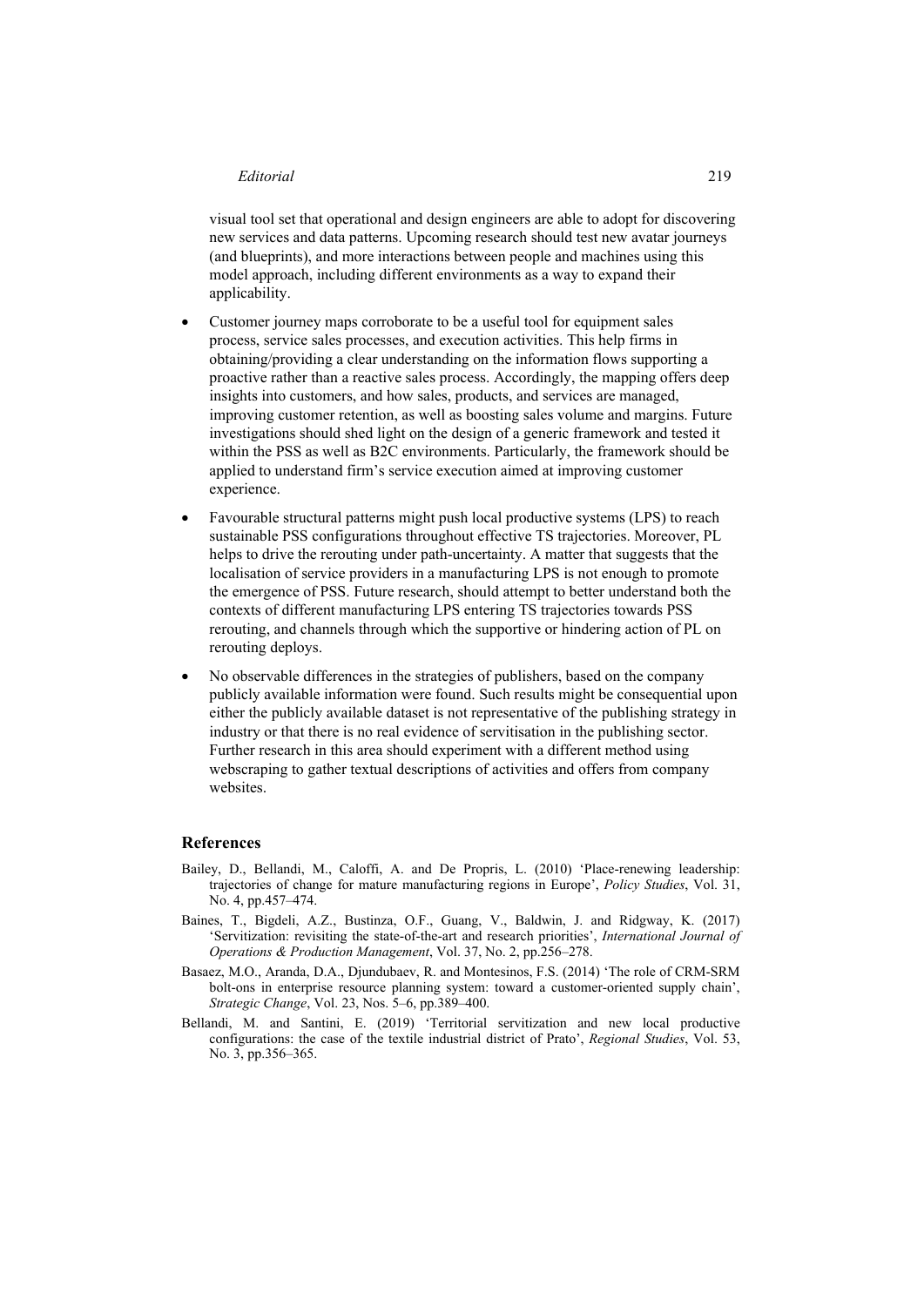visual tool set that operational and design engineers are able to adopt for discovering new services and data patterns. Upcoming research should test new avatar journeys (and blueprints), and more interactions between people and machines using this model approach, including different environments as a way to expand their applicability.

- Customer journey maps corroborate to be a useful tool for equipment sales process, service sales processes, and execution activities. This help firms in obtaining/providing a clear understanding on the information flows supporting a proactive rather than a reactive sales process. Accordingly, the mapping offers deep insights into customers, and how sales, products, and services are managed, improving customer retention, as well as boosting sales volume and margins. Future investigations should shed light on the design of a generic framework and tested it within the PSS as well as B2C environments. Particularly, the framework should be applied to understand firm's service execution aimed at improving customer experience.
- Favourable structural patterns might push local productive systems (LPS) to reach sustainable PSS configurations throughout effective TS trajectories. Moreover, PL helps to drive the rerouting under path-uncertainty. A matter that suggests that the localisation of service providers in a manufacturing LPS is not enough to promote the emergence of PSS. Future research, should attempt to better understand both the contexts of different manufacturing LPS entering TS trajectories towards PSS rerouting, and channels through which the supportive or hindering action of PL on rerouting deploys.
- No observable differences in the strategies of publishers, based on the company publicly available information were found. Such results might be consequential upon either the publicly available dataset is not representative of the publishing strategy in industry or that there is no real evidence of servitisation in the publishing sector. Further research in this area should experiment with a different method using webscraping to gather textual descriptions of activities and offers from company websites.

## References

Bailey, D., Bellandi, M., Caloffi, A. and De Propris, L. (2010) 'Place-renewing leadership: trajectories of change for mature manufacturing regions in Europe', *Policy Studies*, Vol. 31, No. 4, pp.457–474.

Baines, T., Bigdeli, A.Z., Bustinza, O.F., Guang, V., Baldwin, J. and Ridgway, K. (2017) 'Servitization: revisiting the state-of-the-art and research priorities', *International Journal of Operations & Production Management*, Vol. 37, No. 2, pp.256–278.

Basaez, M.O., Aranda, D.A., Djundubaev, R. and Montesinos, F.S. (2014) 'The role of CRM-SRM bolt-ons in enterprise resource planning system: toward a customer-oriented supply chain', *Strategic Change*, Vol. 23, Nos. 5–6, pp.389–400.

Bellandi, M. and Santini, E. (2019) 'Territorial servitization and new local productive configurations: the case of the textile industrial district of Prato', *Regional Studies*, Vol. 53, No. 3, pp.356–365.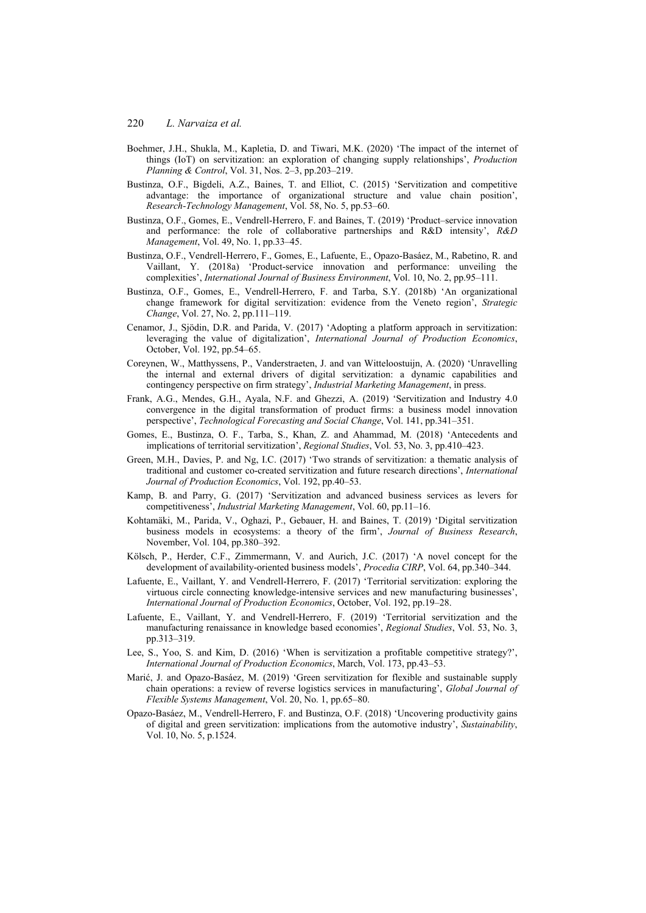Boehmer, J.H., Shukla, M., Kapletia, D. and Tiwari, M.K. (2020) 'The impact of the internet of things (IoT) on servitization: an exploration of changing supply relationships', *Production Planning & Control*, Vol. 31, Nos. 2–3, pp.203–219.

Bustinza, O.F., Bigdeli, A.Z., Baines, T. and Elliot, C. (2015) 'Servitization and competitive advantage: the importance of organizational structure and value chain position', *Research-Technology Management*, Vol. 58, No. 5, pp.53–60.

Bustinza, O.F., Gomes, E., Vendrell-Herrero, F. and Baines, T. (2019) 'Product–service innovation and performance: the role of collaborative partnerships and R&D intensity', *R&D Management*, Vol. 49, No. 1, pp.33–45.

Bustinza, O.F., Vendrell-Herrero, F., Gomes, E., Lafuente, E., Opazo-Basáez, M., Rabetino, R. and Vaillant, Y. (2018a) 'Product-service innovation and performance: unveiling the complexities', *International Journal of Business Environment*, Vol. 10, No. 2, pp.95–111.

Bustinza, O.F., Gomes, E., Vendrell-Herrero, F. and Tarba, S.Y. (2018b) 'An organizational change framework for digital servitization: evidence from the Veneto region', *Strategic Change*, Vol. 27, No. 2, pp.111–119.

Cenamor, J., Sjödin, D.R. and Parida, V. (2017) 'Adopting a platform approach in servitization: leveraging the value of digitalization', *International Journal of Production Economics*, October, Vol. 192, pp.54–65.

Coreynen, W., Matthyssens, P., Vanderstraeten, J. and van Witteloostuijn, A. (2020) 'Unravelling the internal and external drivers of digital servitization: a dynamic capabilities and contingency perspective on firm strategy', *Industrial Marketing Management*, in press.

Frank, A.G., Mendes, G.H., Ayala, N.F. and Ghezzi, A. (2019) 'Servitization and Industry 4.0 convergence in the digital transformation of product firms: a business model innovation perspective', *Technological Forecasting and Social Change*, Vol. 141, pp.341–351.

Gomes, E., Bustinza, O. F., Tarba, S., Khan, Z. and Ahammad, M. (2018) 'Antecedents and implications of territorial servitization', *Regional Studies*, Vol. 53, No. 3, pp.410–423.

Green, M.H., Davies, P. and Ng, I.C. (2017) 'Two strands of servitization: a thematic analysis of traditional and customer co-created servitization and future research directions', *International Journal of Production Economics*, Vol. 192, pp.40–53.

Kamp, B. and Parry, G. (2017) 'Servitization and advanced business services as levers for competitiveness', *Industrial Marketing Management*, Vol. 60, pp.11–16.

Kohtamäki, M., Parida, V., Oghazi, P., Gebauer, H. and Baines, T. (2019) 'Digital servitization business models in ecosystems: a theory of the firm', *Journal of Business Research*, November, Vol. 104, pp.380–392.

Kölsch, P., Herder, C.F., Zimmermann, V. and Aurich, J.C. (2017) 'A novel concept for the development of availability-oriented business models', *Procedia CIRP*, Vol. 64, pp.340–344.

Lafuente, E., Vaillant, Y. and Vendrell-Herrero, F. (2017) 'Territorial servitization: exploring the virtuous circle connecting knowledge-intensive services and new manufacturing businesses', *International Journal of Production Economics*, October, Vol. 192, pp.19–28.

Lafuente, E., Vaillant, Y. and Vendrell-Herrero, F. (2019) 'Territorial servitization and the manufacturing renaissance in knowledge based economies', *Regional Studies*, Vol. 53, No. 3, pp.313–319.

Lee, S., Yoo, S. and Kim, D. (2016) 'When is servitization a profitable competitive strategy?', *International Journal of Production Economics*, March, Vol. 173, pp.43–53.

Marić, J. and Opazo-Basáez, M. (2019) 'Green servitization for flexible and sustainable supply chain operations: a review of reverse logistics services in manufacturing', *Global Journal of Flexible Systems Management*, Vol. 20, No. 1, pp.65–80.

Opazo-Basáez, M., Vendrell-Herrero, F. and Bustinza, O.F. (2018) 'Uncovering productivity gains of digital and green servitization: implications from the automotive industry', *Sustainability*, Vol. 10, No. 5, p.1524.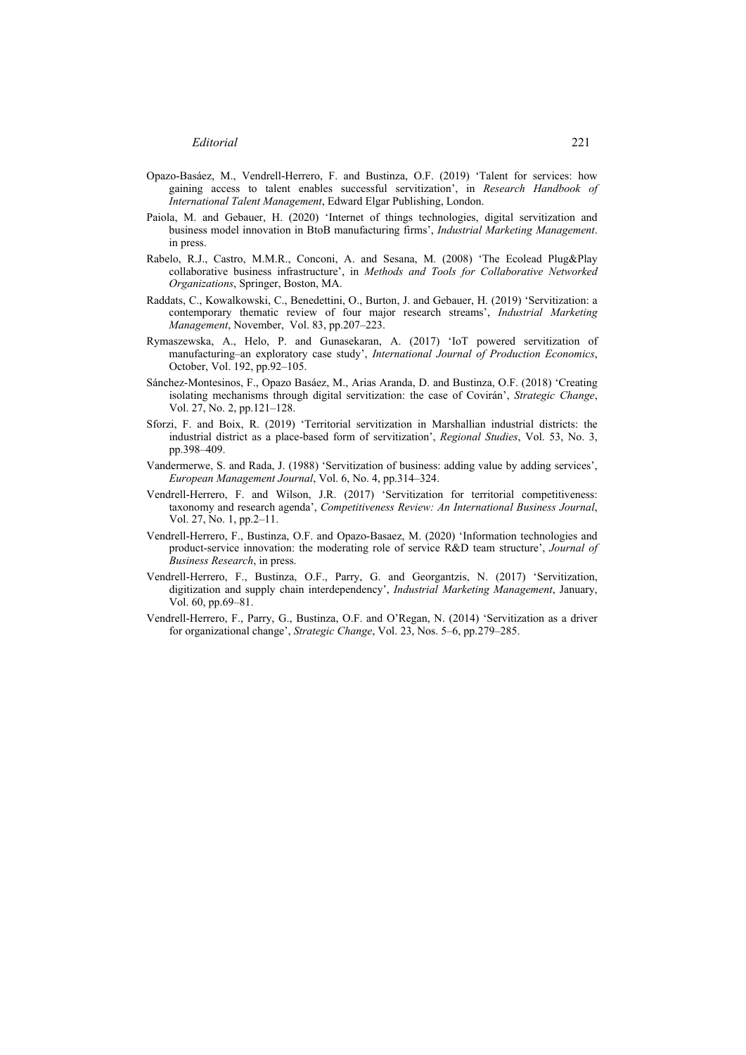Opazo-Basáez, M., Vendrell-Herrero, F. and Bustinza, O.F. (2019) 'Talent for services: how gaining access to talent enables successful servitization', in *Research Handbook of International Talent Management*, Edward Elgar Publishing, London.

Paiola, M. and Gebauer, H. (2020) 'Internet of things technologies, digital servitization and business model innovation in BtoB manufacturing firms', *Industrial Marketing Management*. in press.

Rabelo, R.J., Castro, M.M.R., Conconi, A. and Sesana, M. (2008) 'The Ecolead Plug&Play collaborative business infrastructure', in *Methods and Tools for Collaborative Networked Organizations*, Springer, Boston, MA.

Raddats, C., Kowalkowski, C., Benedettini, O., Burton, J. and Gebauer, H. (2019) 'Servitization: a contemporary thematic review of four major research streams', *Industrial Marketing Management*, November, Vol. 83, pp.207–223.

Rymaszewska, A., Helo, P. and Gunasekaran, A. (2017) 'IoT powered servitization of manufacturing–an exploratory case study', *International Journal of Production Economics*, October, Vol. 192, pp.92–105.

Sánchez-Montesinos, F., Opazo Basáez, M., Arias Aranda, D. and Bustinza, O.F. (2018) 'Creating isolating mechanisms through digital servitization: the case of Covirán', *Strategic Change*, Vol. 27, No. 2, pp.121–128.

Sforzi, F. and Boix, R. (2019) 'Territorial servitization in Marshallian industrial districts: the industrial district as a place-based form of servitization', *Regional Studies*, Vol. 53, No. 3, pp.398–409.

Vandermerwe, S. and Rada, J. (1988) 'Servitization of business: adding value by adding services', *European Management Journal*, Vol. 6, No. 4, pp.314–324.

Vendrell-Herrero, F. and Wilson, J.R. (2017) 'Servitization for territorial competitiveness: taxonomy and research agenda', *Competitiveness Review: An International Business Journal*, Vol. 27, No. 1, pp.2–11.

Vendrell-Herrero, F., Bustinza, O.F. and Opazo-Basaez, M. (2020) 'Information technologies and product-service innovation: the moderating role of service R&D team structure', *Journal of Business Research*, in press.

Vendrell-Herrero, F., Bustinza, O.F., Parry, G. and Georgantzis, N. (2017) 'Servitization, digitization and supply chain interdependency', *Industrial Marketing Management*, January, Vol. 60, pp.69–81.

Vendrell-Herrero, F., Parry, G., Bustinza, O.F. and O'Regan, N. (2014) 'Servitization as a driver for organizational change', *Strategic Change*, Vol. 23, Nos. 5–6, pp.279–285.